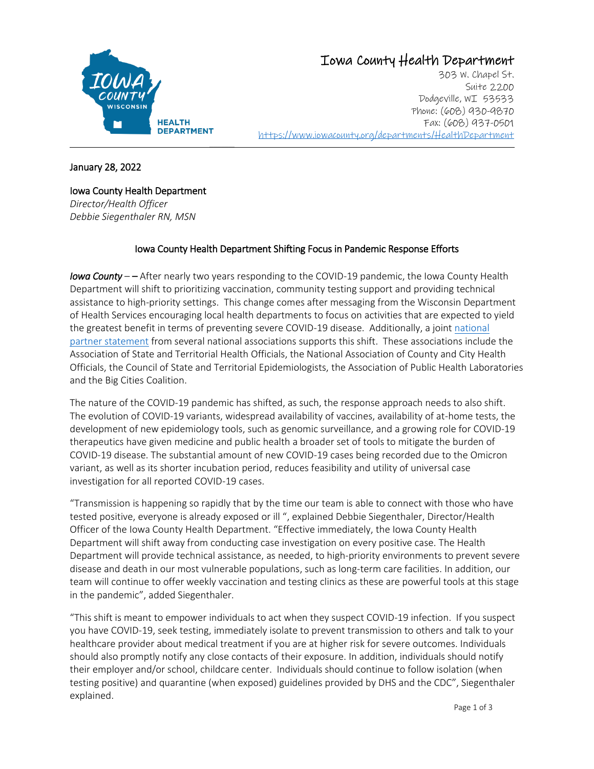# Iowa County Health Department

303 W. Chapel St.
Suite 2200
Dodgeville, WI 53533
Phone: (608) 930-9870
Fax: (608) 937-0501
https://www.iowacounty.org/departments/HealthDepartment

---

January 28, 2022

Iowa County Health Department
*Director/Health Officer*
*Debbie Siegenthaler RN, MSN*

## Iowa County Health Department Shifting Focus in Pandemic Response Efforts

***Iowa County*** – – After nearly two years responding to the COVID-19 pandemic, the Iowa County Health Department will shift to prioritizing vaccination, community testing support and providing technical assistance to high-priority settings. This change comes after messaging from the Wisconsin Department of Health Services encouraging local health departments to focus on activities that are expected to yield the greatest benefit in terms of preventing severe COVID-19 disease. Additionally, a joint [national partner statement]() from several national associations supports this shift. These associations include the Association of State and Territorial Health Officials, the National Association of County and City Health Officials, the Council of State and Territorial Epidemiologists, the Association of Public Health Laboratories and the Big Cities Coalition.

The nature of the COVID-19 pandemic has shifted, as such, the response approach needs to also shift. The evolution of COVID-19 variants, widespread availability of vaccines, availability of at-home tests, the development of new epidemiology tools, such as genomic surveillance, and a growing role for COVID-19 therapeutics have given medicine and public health a broader set of tools to mitigate the burden of COVID-19 disease. The substantial amount of new COVID-19 cases being recorded due to the Omicron variant, as well as its shorter incubation period, reduces feasibility and utility of universal case investigation for all reported COVID-19 cases.

"Transmission is happening so rapidly that by the time our team is able to connect with those who have tested positive, everyone is already exposed or ill ", explained Debbie Siegenthaler, Director/Health Officer of the Iowa County Health Department. "Effective immediately, the Iowa County Health Department will shift away from conducting case investigation on every positive case. The Health Department will provide technical assistance, as needed, to high-priority environments to prevent severe disease and death in our most vulnerable populations, such as long-term care facilities. In addition, our team will continue to offer weekly vaccination and testing clinics as these are powerful tools at this stage in the pandemic", added Siegenthaler.

"This shift is meant to empower individuals to act when they suspect COVID-19 infection. If you suspect you have COVID-19, seek testing, immediately isolate to prevent transmission to others and talk to your healthcare provider about medical treatment if you are at higher risk for severe outcomes. Individuals should also promptly notify any close contacts of their exposure. In addition, individuals should notify their employer and/or school, childcare center. Individuals should continue to follow isolation (when testing positive) and quarantine (when exposed) guidelines provided by DHS and the CDC", Siegenthaler explained.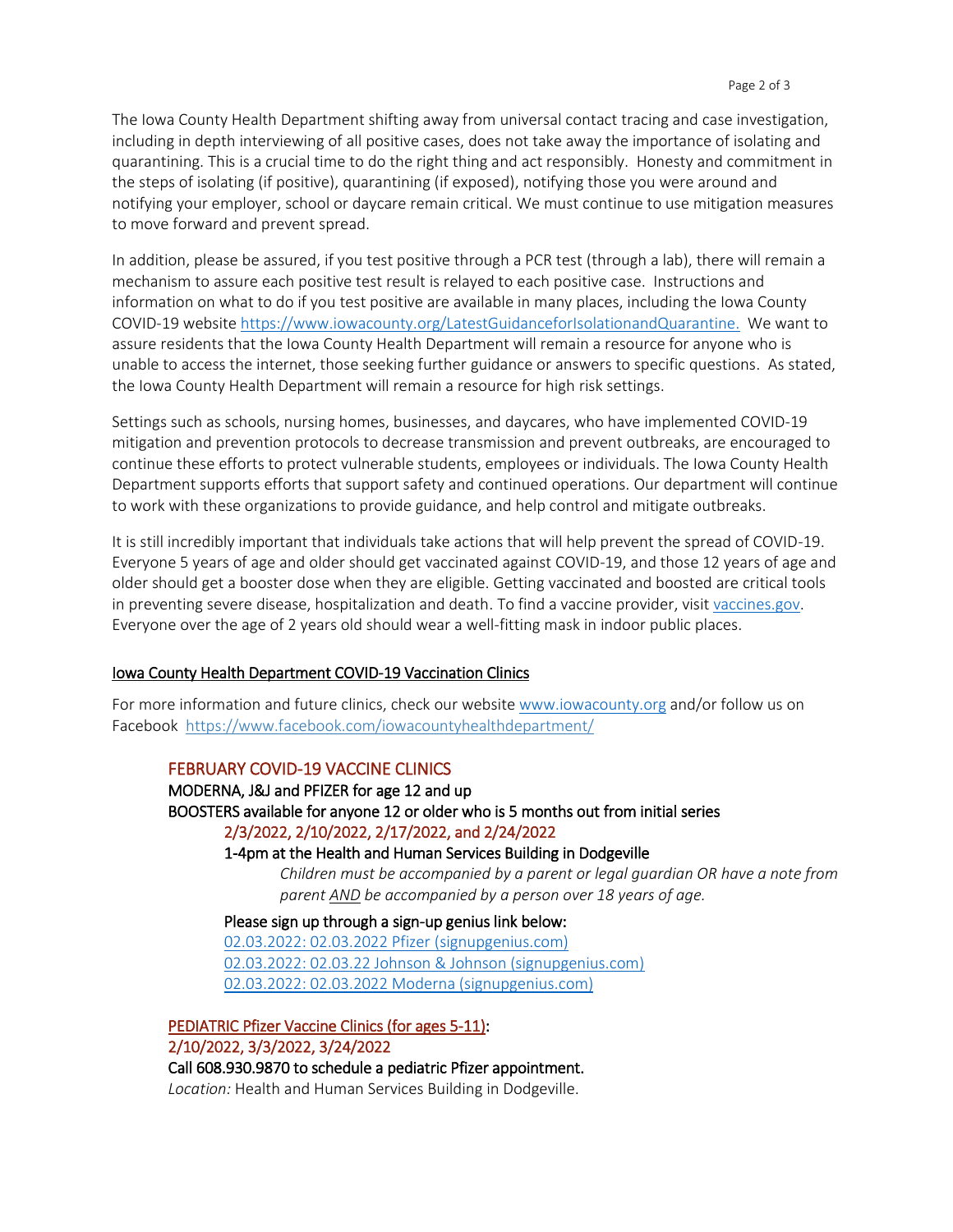The Iowa County Health Department shifting away from universal contact tracing and case investigation, including in depth interviewing of all positive cases, does not take away the importance of isolating and quarantining. This is a crucial time to do the right thing and act responsibly. Honesty and commitment in the steps of isolating (if positive), quarantining (if exposed), notifying those you were around and notifying your employer, school or daycare remain critical. We must continue to use mitigation measures to move forward and prevent spread.

In addition, please be assured, if you test positive through a PCR test (through a lab), there will remain a mechanism to assure each positive test result is relayed to each positive case. Instructions and information on what to do if you test positive are available in many places, including the Iowa County COVID-19 website https://www.iowacounty.org/LatestGuidanceforIsolationandQuarantine. We want to assure residents that the Iowa County Health Department will remain a resource for anyone who is unable to access the internet, those seeking further guidance or answers to specific questions. As stated, the Iowa County Health Department will remain a resource for high risk settings.

Settings such as schools, nursing homes, businesses, and daycares, who have implemented COVID-19 mitigation and prevention protocols to decrease transmission and prevent outbreaks, are encouraged to continue these efforts to protect vulnerable students, employees or individuals. The Iowa County Health Department supports efforts that support safety and continued operations. Our department will continue to work with these organizations to provide guidance, and help control and mitigate outbreaks.

It is still incredibly important that individuals take actions that will help prevent the spread of COVID-19. Everyone 5 years of age and older should get vaccinated against COVID-19, and those 12 years of age and older should get a booster dose when they are eligible. Getting vaccinated and boosted are critical tools in preventing severe disease, hospitalization and death. To find a vaccine provider, visit vaccines.gov. Everyone over the age of 2 years old should wear a well-fitting mask in indoor public places.

## Iowa County Health Department COVID-19 Vaccination Clinics

For more information and future clinics, check our website www.iowacounty.org and/or follow us on Facebook https://www.facebook.com/iowacountyhealthdepartment/

### FEBRUARY COVID-19 VACCINE CLINICS

MODERNA, J&J and PFIZER for age 12 and up

BOOSTERS available for anyone 12 or older who is 5 months out from initial series

2/3/2022, 2/10/2022, 2/17/2022, and 2/24/2022

1-4pm at the Health and Human Services Building in Dodgeville

*Children must be accompanied by a parent or legal guardian OR have a note from parent AND be accompanied by a person over 18 years of age.*

Please sign up through a sign-up genius link below:

02.03.2022: 02.03.2022 Pfizer (signupgenius.com)
02.03.2022: 02.03.22 Johnson & Johnson (signupgenius.com)
02.03.2022: 02.03.2022 Moderna (signupgenius.com)

### PEDIATRIC Pfizer Vaccine Clinics (for ages 5-11):

2/10/2022, 3/3/2022, 3/24/2022

Call 608.930.9870 to schedule a pediatric Pfizer appointment.

*Location:* Health and Human Services Building in Dodgeville.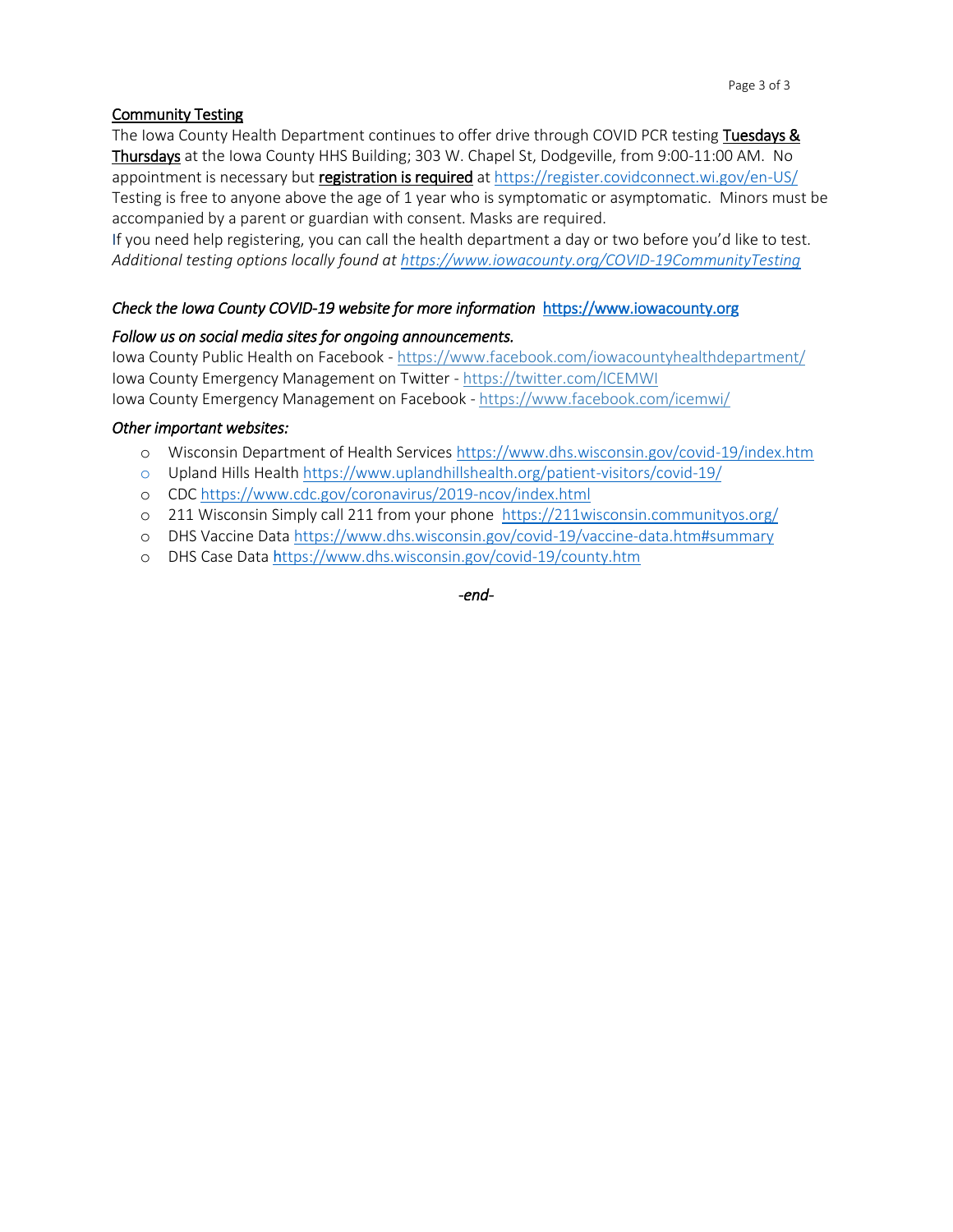## Community Testing

The Iowa County Health Department continues to offer drive through COVID PCR testing **Tuesdays & Thursdays** at the Iowa County HHS Building; 303 W. Chapel St, Dodgeville, from 9:00-11:00 AM. No appointment is necessary but **registration is required** at https://register.covidconnect.wi.gov/en-US/ Testing is free to anyone above the age of 1 year who is symptomatic or asymptomatic. Minors must be accompanied by a parent or guardian with consent. Masks are required.

If you need help registering, you can call the health department a day or two before you'd like to test. *Additional testing options locally found at https://www.iowacounty.org/COVID-19CommunityTesting*

*Check the Iowa County COVID-19 website for more information* https://www.iowacounty.org

*Follow us on social media sites for ongoing announcements.*

Iowa County Public Health on Facebook - https://www.facebook.com/iowacountyhealthdepartment/
Iowa County Emergency Management on Twitter - https://twitter.com/ICEMWI
Iowa County Emergency Management on Facebook - https://www.facebook.com/icemwi/

*Other important websites:*

- Wisconsin Department of Health Services https://www.dhs.wisconsin.gov/covid-19/index.htm
- Upland Hills Health https://www.uplandhillshealth.org/patient-visitors/covid-19/
- CDC https://www.cdc.gov/coronavirus/2019-ncov/index.html
- 211 Wisconsin Simply call 211 from your phone https://211wisconsin.communityos.org/
- DHS Vaccine Data https://www.dhs.wisconsin.gov/covid-19/vaccine-data.htm#summary
- DHS Case Data https://www.dhs.wisconsin.gov/covid-19/county.htm

*-end-*